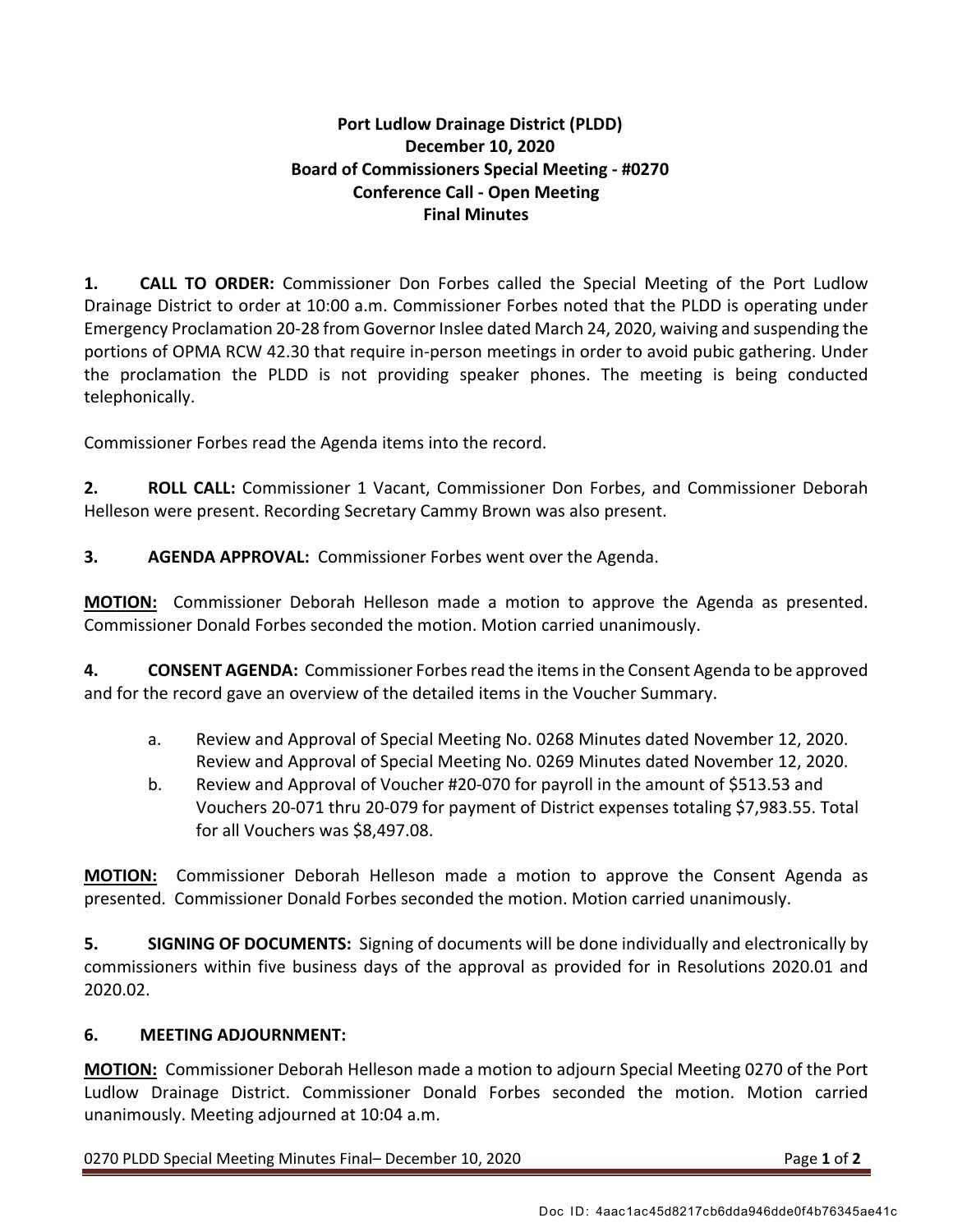# Port Ludlow Drainage District (PLDD)
## December 10, 2020
## Board of Commissioners Special Meeting - #0270
## Conference Call - Open Meeting
## Final Minutes

**1. CALL TO ORDER:** Commissioner Don Forbes called the Special Meeting of the Port Ludlow Drainage District to order at 10:00 a.m. Commissioner Forbes noted that the PLDD is operating under Emergency Proclamation 20-28 from Governor Inslee dated March 24, 2020, waiving and suspending the portions of OPMA RCW 42.30 that require in-person meetings in order to avoid pubic gathering. Under the proclamation the PLDD is not providing speaker phones. The meeting is being conducted telephonically.

Commissioner Forbes read the Agenda items into the record.

**2. ROLL CALL:** Commissioner 1 Vacant, Commissioner Don Forbes, and Commissioner Deborah Helleson were present. Recording Secretary Cammy Brown was also present.

**3. AGENDA APPROVAL:** Commissioner Forbes went over the Agenda.

**MOTION:** Commissioner Deborah Helleson made a motion to approve the Agenda as presented. Commissioner Donald Forbes seconded the motion. Motion carried unanimously.

**4. CONSENT AGENDA:** Commissioner Forbes read the items in the Consent Agenda to be approved and for the record gave an overview of the detailed items in the Voucher Summary.

a. Review and Approval of Special Meeting No. 0268 Minutes dated November 12, 2020. Review and Approval of Special Meeting No. 0269 Minutes dated November 12, 2020.

b. Review and Approval of Voucher #20-070 for payroll in the amount of $513.53 and Vouchers 20-071 thru 20-079 for payment of District expenses totaling $7,983.55. Total for all Vouchers was $8,497.08.

**MOTION:** Commissioner Deborah Helleson made a motion to approve the Consent Agenda as presented. Commissioner Donald Forbes seconded the motion. Motion carried unanimously.

**5. SIGNING OF DOCUMENTS:** Signing of documents will be done individually and electronically by commissioners within five business days of the approval as provided for in Resolutions 2020.01 and 2020.02.

**6. MEETING ADJOURNMENT:**

**MOTION:** Commissioner Deborah Helleson made a motion to adjourn Special Meeting 0270 of the Port Ludlow Drainage District. Commissioner Donald Forbes seconded the motion. Motion carried unanimously. Meeting adjourned at 10:04 a.m.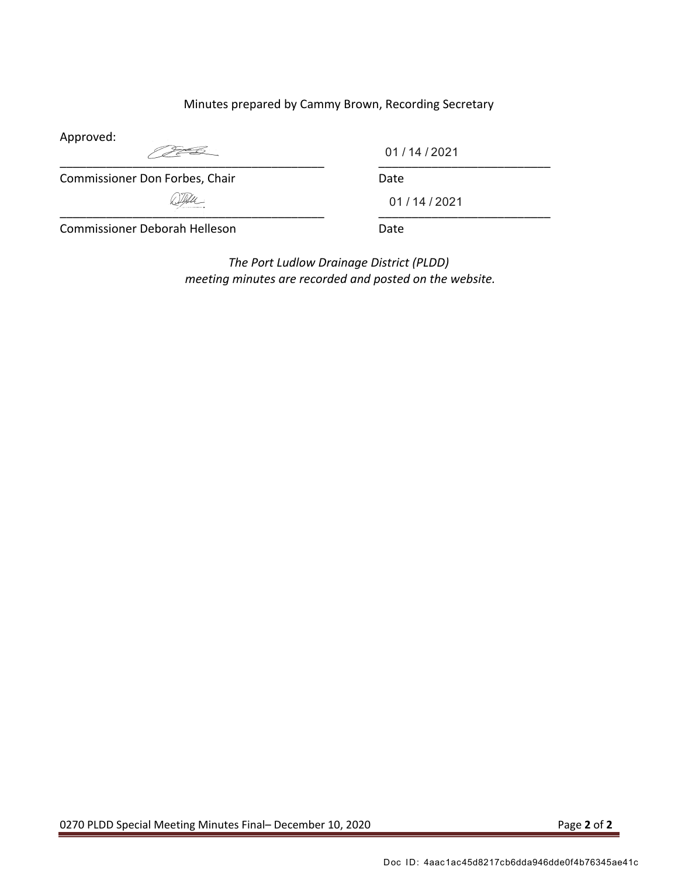Minutes prepared by Cammy Brown, Recording Secretary

Approved:

| | |
|---|---|
| \_\_\_\_\_\_\_\_\_\_\_\_\_\_\_\_\_\_\_\_\_\_\_\_\_\_\_\_\_\_\_\_\_\_\_\_\_\_\_\_ | 01 / 14 / 2021 |
| Commissioner Don Forbes, Chair | Date |
| \_\_\_\_\_\_\_\_\_\_\_\_\_\_\_\_\_\_\_\_\_\_\_\_\_\_\_\_\_\_\_\_\_\_\_\_\_\_\_\_ | 01 / 14 / 2021 |
| Commissioner Deborah Helleson | Date |

*The Port Ludlow Drainage District (PLDD) meeting minutes are recorded and posted on the website.*

Doc ID: 4aac1ac45d8217cb6dda946dde0f4b76345ae41c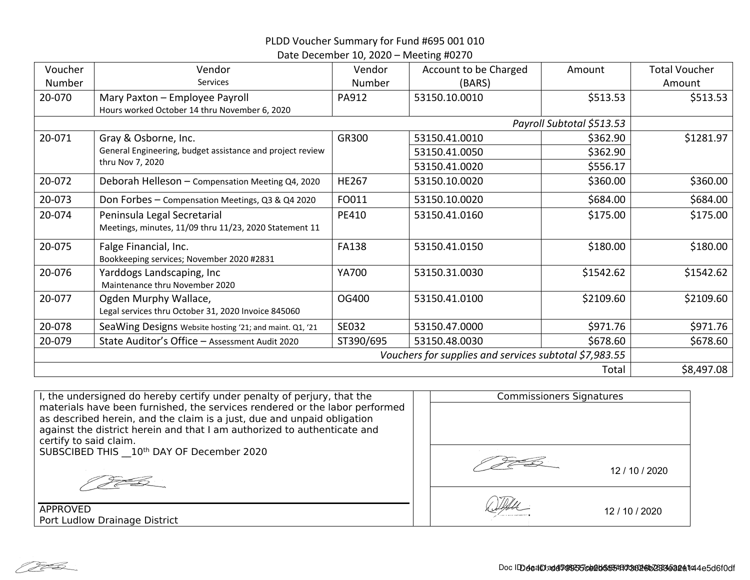PLDD Voucher Summary for Fund #695 001 010

Date December 10, 2020 – Meeting #0270

| Voucher Number | Vendor Services | Vendor Number | Account to be Charged (BARS) | Amount | Total Voucher Amount |
|---|---|---|---|---|---|
| 20-070 | Mary Paxton – Employee Payroll<br>Hours worked October 14 thru November 6, 2020 | PA912 | 53150.10.0010 | $513.53 | $513.53 |
| | | | | *Payroll Subtotal $513.53* | |
| 20-071 | Gray & Osborne, Inc.<br>General Engineering, budget assistance and project review thru Nov 7, 2020 | GR300 | 53150.41.0010 | $362.90 | $1281.97 |
| | | | 53150.41.0050 | $362.90 | |
| | | | 53150.41.0020 | $556.17 | |
| 20-072 | Deborah Helleson – Compensation Meeting Q4, 2020 | HE267 | 53150.10.0020 | $360.00 | $360.00 |
| 20-073 | Don Forbes – Compensation Meetings, Q3 & Q4 2020 | FO011 | 53150.10.0020 | $684.00 | $684.00 |
| 20-074 | Peninsula Legal Secretarial<br>Meetings, minutes, 11/09 thru 11/23, 2020 Statement 11 | PE410 | 53150.41.0160 | $175.00 | $175.00 |
| 20-075 | Falge Financial, Inc.<br>Bookkeeping services; November 2020 #2831 | FA138 | 53150.41.0150 | $180.00 | $180.00 |
| 20-076 | Yarddogs Landscaping, Inc<br>Maintenance thru November 2020 | YA700 | 53150.31.0030 | $1542.62 | $1542.62 |
| 20-077 | Ogden Murphy Wallace,<br>Legal services thru October 31, 2020 Invoice 845060 | OG400 | 53150.41.0100 | $2109.60 | $2109.60 |
| 20-078 | SeaWing Designs Website hosting '21; and maint. Q1, '21 | SE032 | 53150.47.0000 | $971.76 | $971.76 |
| 20-079 | State Auditor's Office – Assessment Audit 2020 | ST390/695 | 53150.48.0030 | $678.60 | $678.60 |
| | | | *Vouchers for supplies and services subtotal $7,983.55* | | |
| | | | | Total | $8,497.08 |

I, the undersigned do hereby certify under penalty of perjury, that the materials have been furnished, the services rendered or the labor performed as described herein, and the claim is a just, due and unpaid obligation against the district herein and that I am authorized to authenticate and certify to said claim.

SUBSCIBED THIS __10th DAY OF December 2020

APPROVED
Port Ludlow Drainage District

| Commissioners Signatures |
|---|
| |
| 12 / 10 / 2020 |
| 12 / 10 / 2020 |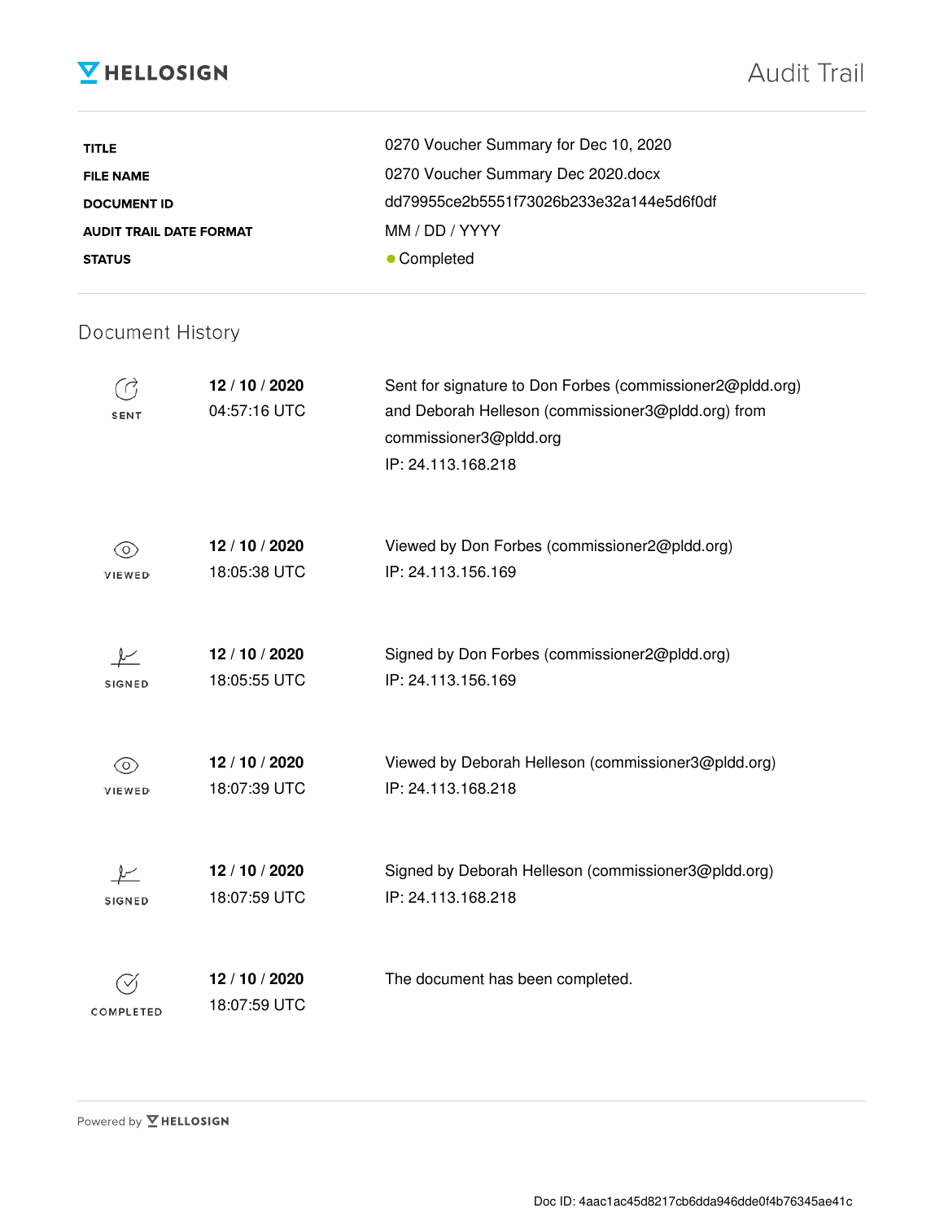HELLOSIGN

# Audit Trail

| | |
|---|---|
| **TITLE** | 0270 Voucher Summary for Dec 10, 2020 |
| **FILE NAME** | 0270 Voucher Summary Dec 2020.docx |
| **DOCUMENT ID** | dd79955ce2b5551f73026b233e32a144e5d6f0df |
| **AUDIT TRAIL DATE FORMAT** | MM / DD / YYYY |
| **STATUS** | ● Completed |

## Document History

| | | |
|---|---|---|
| SENT | **12** / **10** / **2020** 04:57:16 UTC | Sent for signature to Don Forbes (commissioner2@pldd.org) and Deborah Helleson (commissioner3@pldd.org) from commissioner3@pldd.org IP: 24.113.168.218 |
| VIEWED | **12** / **10** / **2020** 18:05:38 UTC | Viewed by Don Forbes (commissioner2@pldd.org) IP: 24.113.156.169 |
| SIGNED | **12** / **10** / **2020** 18:05:55 UTC | Signed by Don Forbes (commissioner2@pldd.org) IP: 24.113.156.169 |
| VIEWED | **12** / **10** / **2020** 18:07:39 UTC | Viewed by Deborah Helleson (commissioner3@pldd.org) IP: 24.113.168.218 |
| SIGNED | **12** / **10** / **2020** 18:07:59 UTC | Signed by Deborah Helleson (commissioner3@pldd.org) IP: 24.113.168.218 |
| COMPLETED | **12** / **10** / **2020** 18:07:59 UTC | The document has been completed. |

Powered by HELLOSIGN

Doc ID: 4aac1ac45d8217cb6dda946dde0f4b76345ae41c